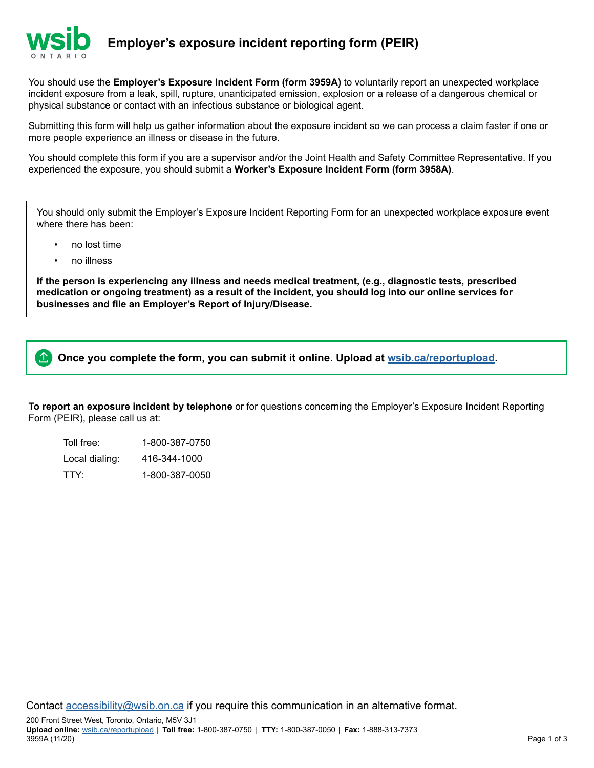# Employer's exposure incident reporting form (PEIR)

You should use the **Employer's Exposure Incident Form (form 3959A)** to voluntarily report an unexpected workplace incident exposure from a leak, spill, rupture, unanticipated emission, explosion or a release of a dangerous chemical or physical substance or contact with an infectious substance or biological agent.

Submitting this form will help us gather information about the exposure incident so we can process a claim faster if one or more people experience an illness or disease in the future.

You should complete this form if you are a supervisor and/or the Joint Health and Safety Committee Representative. If you experienced the exposure, you should submit a **Worker's Exposure Incident Form (form 3958A)**.

You should only submit the Employer's Exposure Incident Reporting Form for an unexpected workplace exposure event where there has been:

- no lost time
- no illness

**If the person is experiencing any illness and needs medical treatment, (e.g., diagnostic tests, prescribed medication or ongoing treatment) as a result of the incident, you should log into our online services for businesses and file an Employer's Report of Injury/Disease.**

**Once you complete the form, you can submit it online. Upload at [wsib.ca/reportupload](wsib.ca/reportupload).**

**To report an exposure incident by telephone** or for questions concerning the Employer's Exposure Incident Reporting Form (PEIR), please call us at:

| | |
|---|---|
| Toll free: | 1-800-387-0750 |
| Local dialing: | 416-344-1000 |
| TTY: | 1-800-387-0050 |

Contact [accessibility@wsib.on.ca](mailto:accessibility@wsib.on.ca) if you require this communication in an alternative format.

200 Front Street West, Toronto, Ontario, M5V 3J1
**Upload online:** wsib.ca/reportupload | **Toll free:** 1-800-387-0750 | **TTY:** 1-800-387-0050 | **Fax:** 1-888-313-7373
3959A (11/20)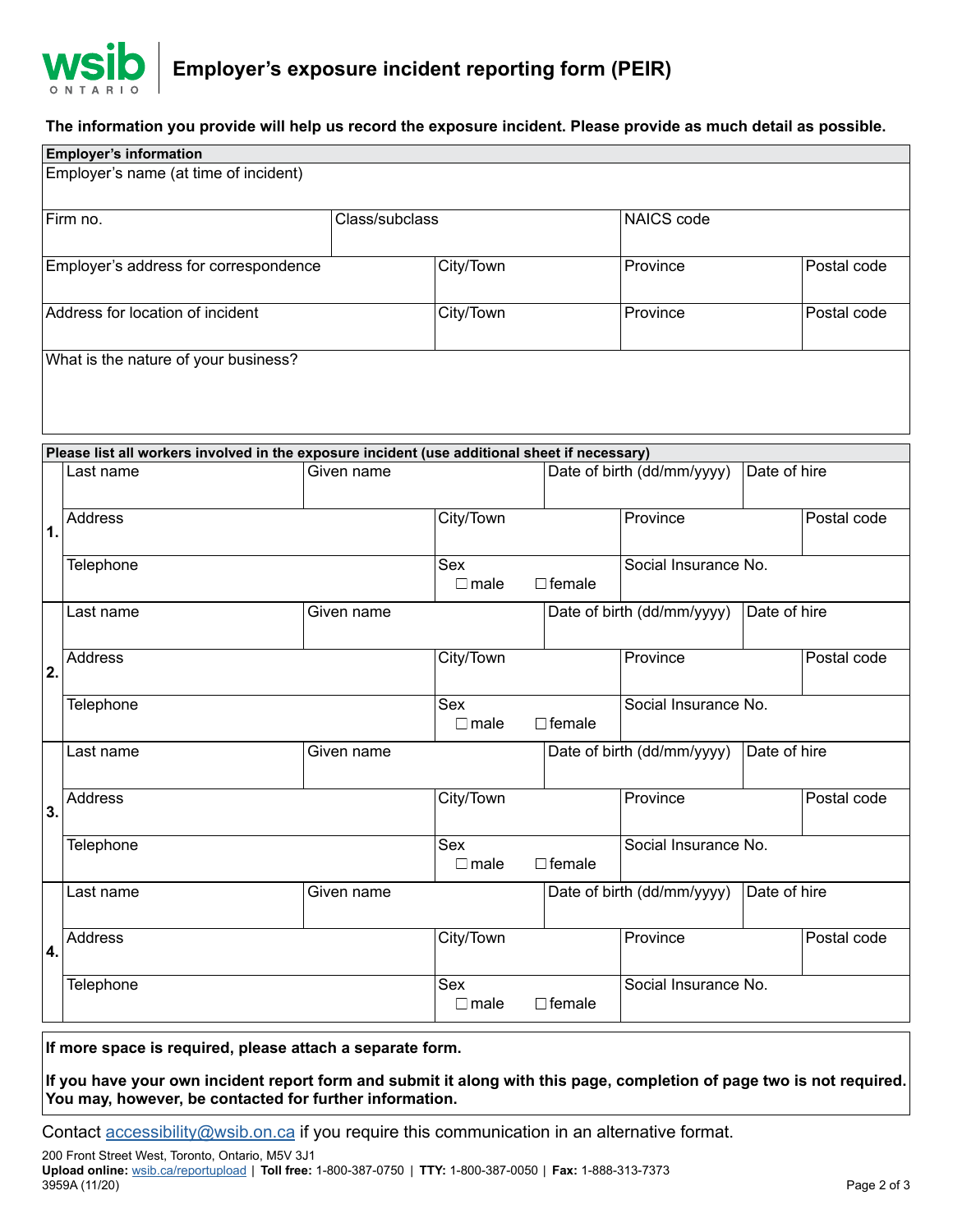# Employer's exposure incident reporting form (PEIR)

**The information you provide will help us record the exposure incident. Please provide as much detail as possible.**

| **Employer's information** | | | |
|---|---|---|---|
| Employer's name (at time of incident) | | | |
| Firm no. | Class/subclass | NAICS code | |
| Employer's address for correspondence | City/Town | Province | Postal code |
| Address for location of incident | City/Town | Province | Postal code |
| What is the nature of your business? | | | |

**Please list all workers involved in the exposure incident (use additional sheet if necessary)**

| # | | | | |
|---|---|---|---|---|
| **1.** | Last name | Given name | Date of birth (dd/mm/yyyy) | Date of hire |
| | Address | City/Town | Province | Postal code |
| | Telephone | Sex ☐ male ☐ female | Social Insurance No. | |
| **2.** | Last name | Given name | Date of birth (dd/mm/yyyy) | Date of hire |
| | Address | City/Town | Province | Postal code |
| | Telephone | Sex ☐ male ☐ female | Social Insurance No. | |
| **3.** | Last name | Given name | Date of birth (dd/mm/yyyy) | Date of hire |
| | Address | City/Town | Province | Postal code |
| | Telephone | Sex ☐ male ☐ female | Social Insurance No. | |
| **4.** | Last name | Given name | Date of birth (dd/mm/yyyy) | Date of hire |
| | Address | City/Town | Province | Postal code |
| | Telephone | Sex ☐ male ☐ female | Social Insurance No. | |

**If more space is required, please attach a separate form.**

**If you have your own incident report form and submit it along with this page, completion of page two is not required. You may, however, be contacted for further information.**

Contact accessibility@wsib.on.ca if you require this communication in an alternative format.

200 Front Street West, Toronto, Ontario, M5V 3J1
**Upload online:** wsib.ca/reportupload | **Toll free:** 1-800-387-0750 | **TTY:** 1-800-387-0050 | **Fax:** 1-888-313-7373
3959A (11/20)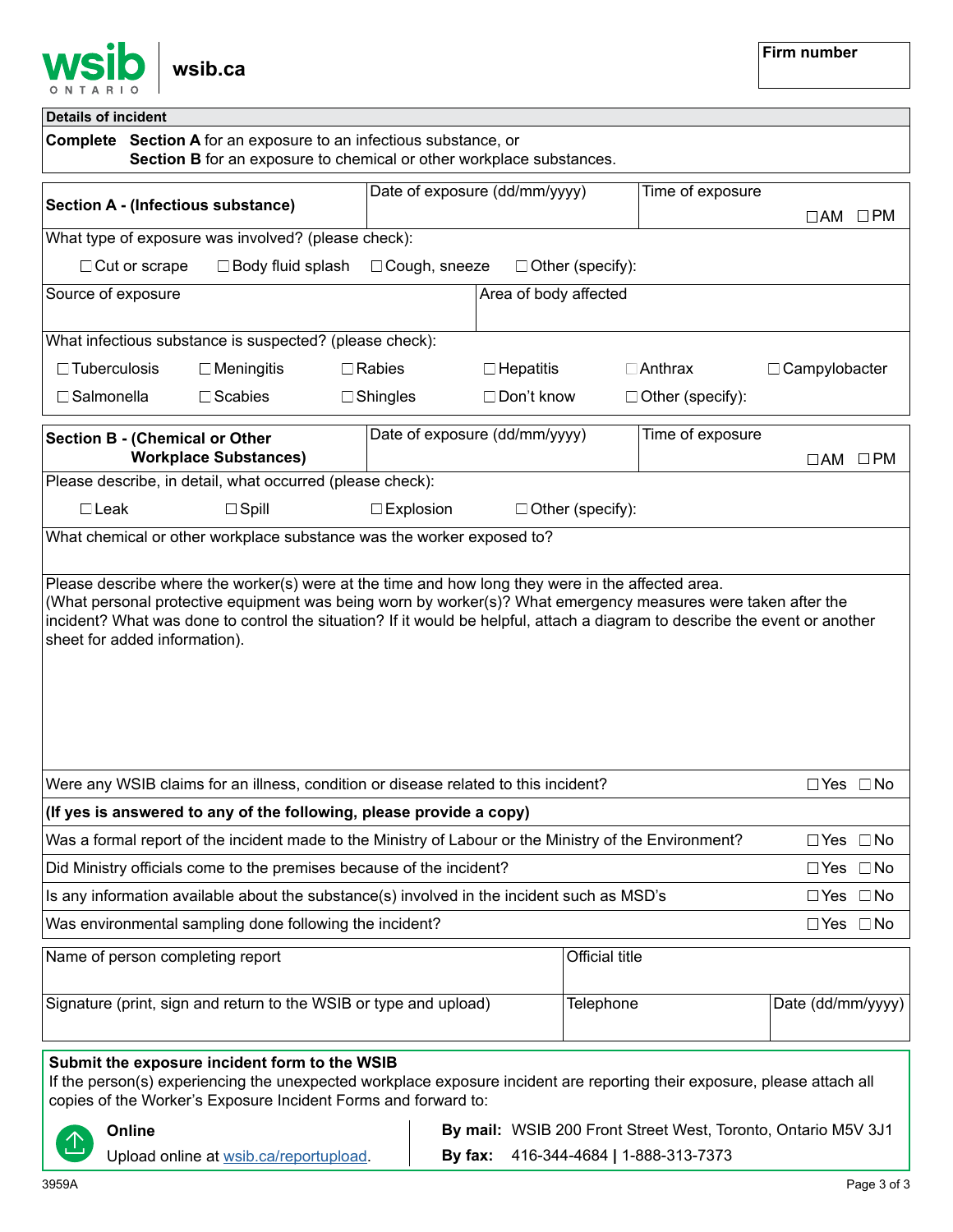wsib ONTARIO | wsib.ca

| Firm number |
|---|
| |

## Details of incident

**Complete** **Section A** for an exposure to an infectious substance, or
**Section B** for an exposure to chemical or other workplace substances.

| **Section A - (Infectious substance)** | Date of exposure (dd/mm/yyyy) | Time of exposure ☐AM ☐PM |
|---|---|---|

What type of exposure was involved? (please check):

☐ Cut or scrape ☐ Body fluid splash ☐ Cough, sneeze ☐ Other (specify):

| Source of exposure | Area of body affected |
|---|---|
| | |

What infectious substance is suspected? (please check):

☐ Tuberculosis ☐ Meningitis ☐ Rabies ☐ Hepatitis ☐ Anthrax ☐ Campylobacter
☐ Salmonella ☐ Scabies ☐ Shingles ☐ Don't know ☐ Other (specify):

| **Section B - (Chemical or Other Workplace Substances)** | Date of exposure (dd/mm/yyyy) | Time of exposure ☐AM ☐PM |
|---|---|---|

Please describe, in detail, what occurred (please check):

☐ Leak ☐ Spill ☐ Explosion ☐ Other (specify):

What chemical or other workplace substance was the worker exposed to?

Please describe where the worker(s) were at the time and how long they were in the affected area.
(What personal protective equipment was being worn by worker(s)? What emergency measures were taken after the incident? What was done to control the situation? If it would be helpful, attach a diagram to describe the event or another sheet for added information).

| | |
|---|---|
| Were any WSIB claims for an illness, condition or disease related to this incident? | ☐Yes ☐No |
| **(If yes is answered to any of the following, please provide a copy)** | |
| Was a formal report of the incident made to the Ministry of Labour or the Ministry of the Environment? | ☐Yes ☐No |
| Did Ministry officials come to the premises because of the incident? | ☐Yes ☐No |
| Is any information available about the substance(s) involved in the incident such as MSD's | ☐Yes ☐No |
| Was environmental sampling done following the incident? | ☐Yes ☐No |

| Name of person completing report | Official title | |
|---|---|---|
| Signature (print, sign and return to the WSIB or type and upload) | Telephone | Date (dd/mm/yyyy) |

**Submit the exposure incident form to the WSIB**

If the person(s) experiencing the unexpected workplace exposure incident are reporting their exposure, please attach all copies of the Worker's Exposure Incident Forms and forward to:

**Online**
Upload online at wsib.ca/reportupload.

**By mail:** WSIB 200 Front Street West, Toronto, Ontario M5V 3J1
**By fax:** 416-344-4684 **|** 1-888-313-7373

3959A